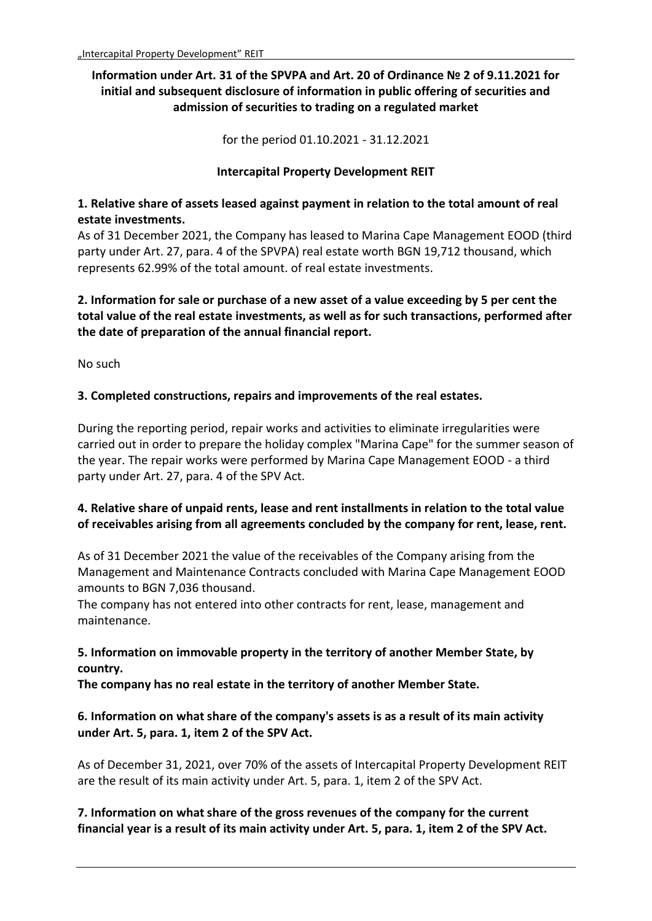**Information under Art. 31 of the SPVPA and Art. 20 of Ordinance № 2 of 9.11.2021 for initial and subsequent disclosure of information in public offering of securities and admission of securities to trading on a regulated market**

for the period 01.10.2021 - 31.12.2021

**Intercapital Property Development REIT**

**1. Relative share of assets leased against payment in relation to the total amount of real estate investments.**

As of 31 December 2021, the Company has leased to Marina Cape Management EOOD (third party under Art. 27, para. 4 of the SPVPA) real estate worth BGN 19,712 thousand, which represents 62.99% of the total amount. of real estate investments.

**2. Information for sale or purchase of a new asset of a value exceeding by 5 per cent the total value of the real estate investments, as well as for such transactions, performed after the date of preparation of the annual financial report.**

No such

**3. Completed constructions, repairs and improvements of the real estates.**

During the reporting period, repair works and activities to eliminate irregularities were carried out in order to prepare the holiday complex "Marina Cape" for the summer season of the year. The repair works were performed by Marina Cape Management EOOD - a third party under Art. 27, para. 4 of the SPV Act.

**4. Relative share of unpaid rents, lease and rent installments in relation to the total value of receivables arising from all agreements concluded by the company for rent, lease, rent.**

As of 31 December 2021 the value of the receivables of the Company arising from the Management and Maintenance Contracts concluded with Marina Cape Management EOOD amounts to BGN 7,036 thousand.

The company has not entered into other contracts for rent, lease, management and maintenance.

**5. Information on immovable property in the territory of another Member State, by country.**

**The company has no real estate in the territory of another Member State.**

**6. Information on what share of the company's assets is as a result of its main activity under Art. 5, para. 1, item 2 of the SPV Act.**

As of December 31, 2021, over 70% of the assets of Intercapital Property Development REIT are the result of its main activity under Art. 5, para. 1, item 2 of the SPV Act.

**7. Information on what share of the gross revenues of the company for the current financial year is a result of its main activity under Art. 5, para. 1, item 2 of the SPV Act.**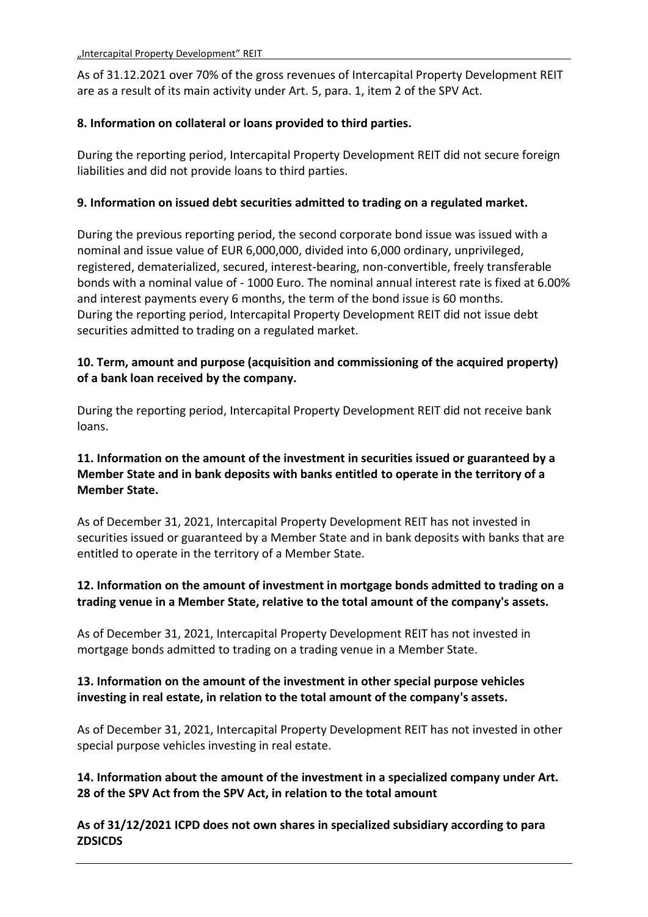As of 31.12.2021 over 70% of the gross revenues of Intercapital Property Development REIT are as a result of its main activity under Art. 5, para. 1, item 2 of the SPV Act.

**8. Information on collateral or loans provided to third parties.**

During the reporting period, Intercapital Property Development REIT did not secure foreign liabilities and did not provide loans to third parties.

**9. Information on issued debt securities admitted to trading on a regulated market.**

During the previous reporting period, the second corporate bond issue was issued with a nominal and issue value of EUR 6,000,000, divided into 6,000 ordinary, unprivileged, registered, dematerialized, secured, interest-bearing, non-convertible, freely transferable bonds with a nominal value of - 1000 Euro. The nominal annual interest rate is fixed at 6.00% and interest payments every 6 months, the term of the bond issue is 60 months.
During the reporting period, Intercapital Property Development REIT did not issue debt securities admitted to trading on a regulated market.

**10. Term, amount and purpose (acquisition and commissioning of the acquired property) of a bank loan received by the company.**

During the reporting period, Intercapital Property Development REIT did not receive bank loans.

**11. Information on the amount of the investment in securities issued or guaranteed by a Member State and in bank deposits with banks entitled to operate in the territory of a Member State.**

As of December 31, 2021, Intercapital Property Development REIT has not invested in securities issued or guaranteed by a Member State and in bank deposits with banks that are entitled to operate in the territory of a Member State.

**12. Information on the amount of investment in mortgage bonds admitted to trading on a trading venue in a Member State, relative to the total amount of the company's assets.**

As of December 31, 2021, Intercapital Property Development REIT has not invested in mortgage bonds admitted to trading on a trading venue in a Member State.

**13. Information on the amount of the investment in other special purpose vehicles investing in real estate, in relation to the total amount of the company's assets.**

As of December 31, 2021, Intercapital Property Development REIT has not invested in other special purpose vehicles investing in real estate.

**14. Information about the amount of the investment in a specialized company under Art. 28 of the SPV Act from the SPV Act, in relation to the total amount**

**As of 31/12/2021 ICPD does not own shares in specialized subsidiary according to para ZDSICDS**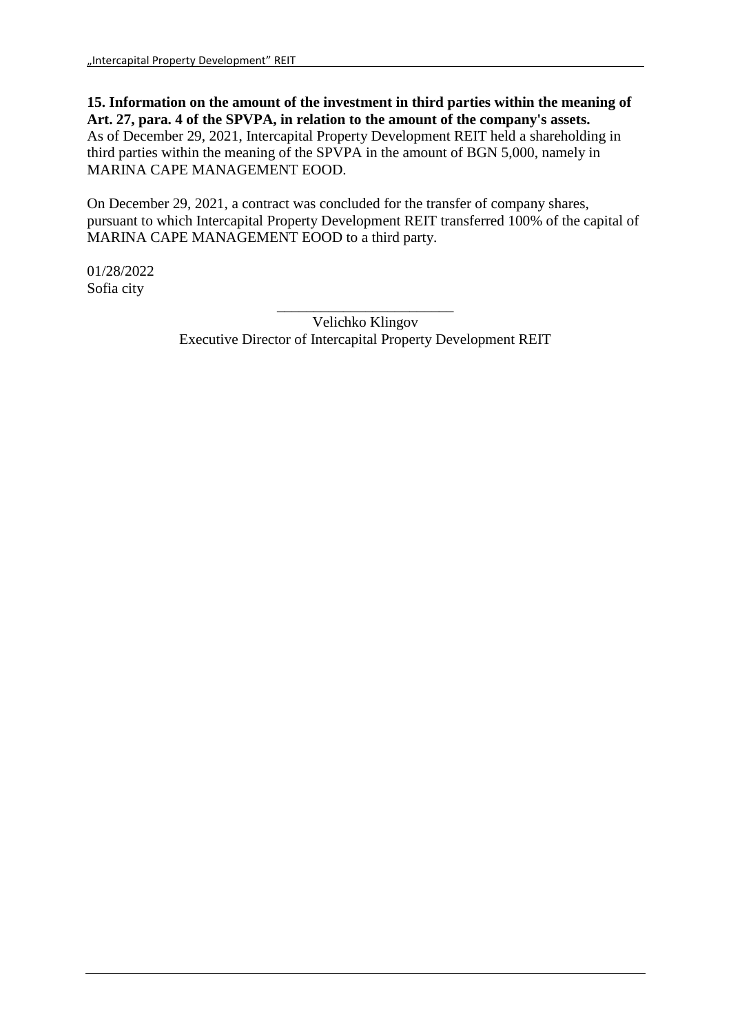**15. Information on the amount of the investment in third parties within the meaning of Art. 27, para. 4 of the SPVPA, in relation to the amount of the company's assets.**
As of December 29, 2021, Intercapital Property Development REIT held a shareholding in third parties within the meaning of the SPVPA in the amount of BGN 5,000, namely in MARINA CAPE MANAGEMENT EOOD.

On December 29, 2021, a contract was concluded for the transfer of company shares, pursuant to which Intercapital Property Development REIT transferred 100% of the capital of MARINA CAPE MANAGEMENT EOOD to a third party.

01/28/2022
Sofia city

\_\_\_\_\_\_\_\_\_\_\_\_\_\_\_\_\_\_\_\_\_\_\_\_

Velichko Klingov
Executive Director of Intercapital Property Development REIT